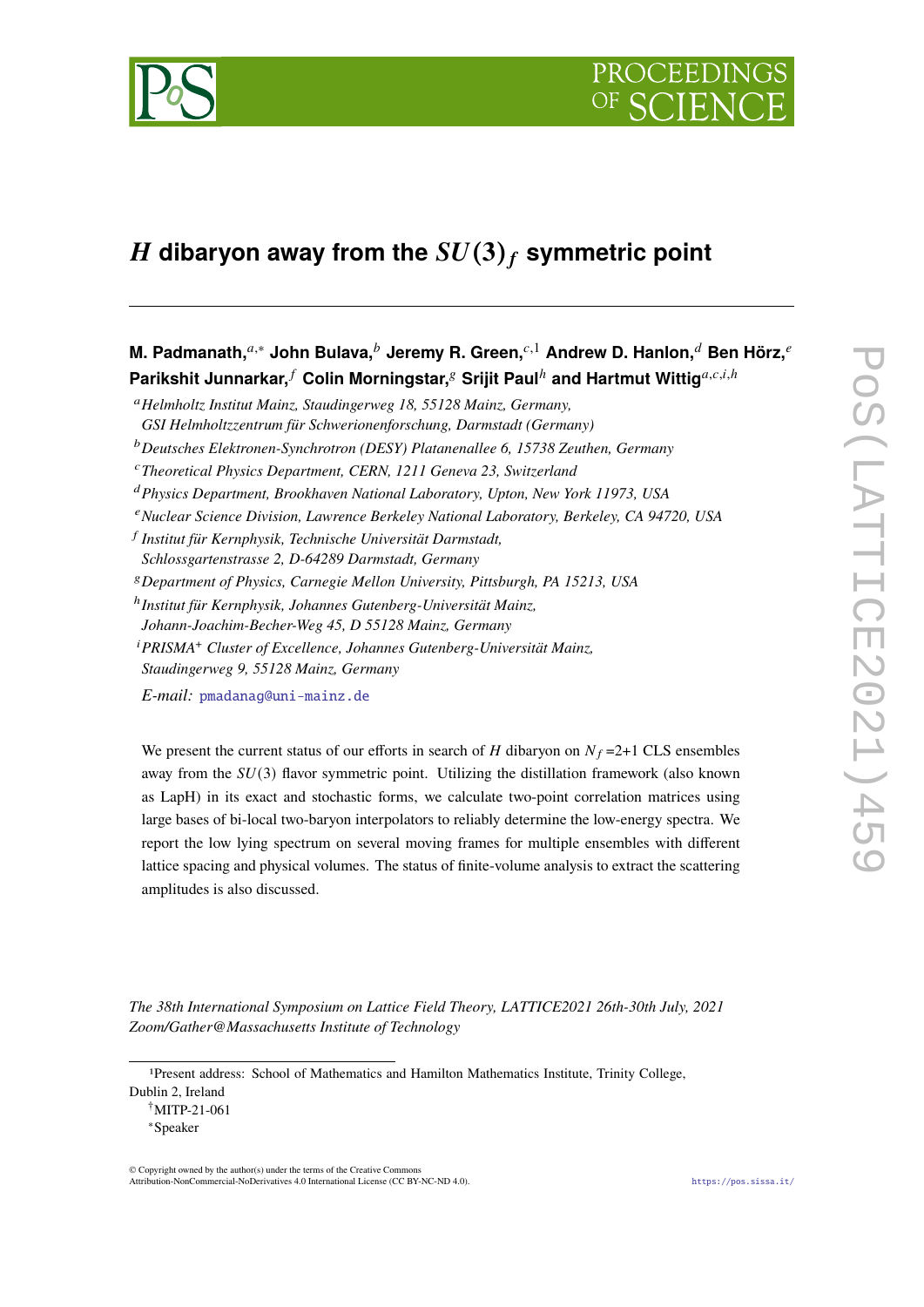# $H$ dibaryon away from the $SU(3)_f$ symmetric point

**M. Padmanath,**[a,*] **John Bulava,**[b] **Jeremy R. Green,**[c,1] **Andrew D. Hanlon,**[d] **Ben Hörz,**[e] **Parikshit Junnarkar,**[f] **Colin Morningstar,**[g] **Srijit Paul**[h] **and Hartmut Wittig**[a,c,i,h]

[a] *Helmholtz Institut Mainz, Staudingerweg 18, 55128 Mainz, Germany, GSI Helmholtzzentrum für Schwerionenforschung, Darmstadt (Germany)*

[b] *Deutsches Elektronen-Synchrotron (DESY) Platanenallee 6, 15738 Zeuthen, Germany*

[c] *Theoretical Physics Department, CERN, 1211 Geneva 23, Switzerland*

[d] *Physics Department, Brookhaven National Laboratory, Upton, New York 11973, USA*

[e] *Nuclear Science Division, Lawrence Berkeley National Laboratory, Berkeley, CA 94720, USA*

[f] *Institut für Kernphysik, Technische Universität Darmstadt, Schlossgartenstrasse 2, D-64289 Darmstadt, Germany*

[g] *Department of Physics, Carnegie Mellon University, Pittsburgh, PA 15213, USA*

[h] *Institut für Kernphysik, Johannes Gutenberg-Universität Mainz, Johann-Joachim-Becher-Weg 45, D 55128 Mainz, Germany*

[i] *PRISMA⁺ Cluster of Excellence, Johannes Gutenberg-Universität Mainz, Staudingerweg 9, 55128 Mainz, Germany*

*E-mail:* pmadanag@uni-mainz.de

We present the current status of our efforts in search of $H$ dibaryon on $N_f$ =2+1 CLS ensembles away from the $SU(3)$ flavor symmetric point. Utilizing the distillation framework (also known as LapH) in its exact and stochastic forms, we calculate two-point correlation matrices using large bases of bi-local two-baryon interpolators to reliably determine the low-energy spectra. We report the low lying spectrum on several moving frames for multiple ensembles with different lattice spacing and physical volumes. The status of finite-volume analysis to extract the scattering amplitudes is also discussed.

*The 38th International Symposium on Lattice Field Theory, LATTICE2021 26th-30th July, 2021 Zoom/Gather@Massachusetts Institute of Technology*

---

[1] Present address: School of Mathematics and Hamilton Mathematics Institute, Trinity College, Dublin 2, Ireland

[†] MITP-21-061

[*] Speaker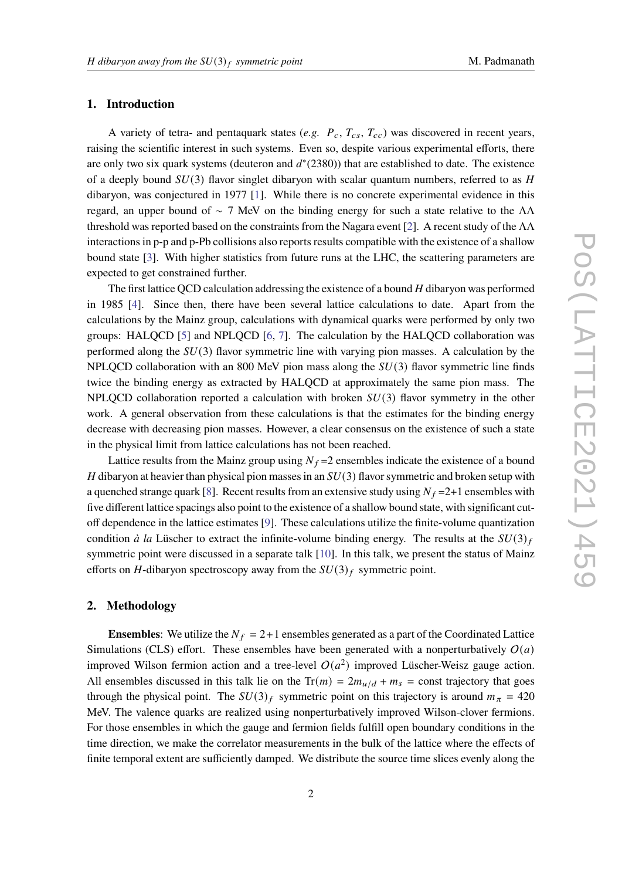## 1. Introduction

A variety of tetra- and pentaquark states (*e.g.* $P_c$, $T_{cs}$, $T_{cc}$) was discovered in recent years, raising the scientific interest in such systems. Even so, despite various experimental efforts, there are only two six quark systems (deuteron and $d^*(2380)$) that are established to date. The existence of a deeply bound $SU(3)$ flavor singlet dibaryon with scalar quantum numbers, referred to as $H$ dibaryon, was conjectured in 1977 [1]. While there is no concrete experimental evidence in this regard, an upper bound of $\sim$ 7 MeV on the binding energy for such a state relative to the $\Lambda\Lambda$ threshold was reported based on the constraints from the Nagara event [2]. A recent study of the $\Lambda\Lambda$ interactions in p-p and p-Pb collisions also reports results compatible with the existence of a shallow bound state [3]. With higher statistics from future runs at the LHC, the scattering parameters are expected to get constrained further.

The first lattice QCD calculation addressing the existence of a bound $H$ dibaryon was performed in 1985 [4]. Since then, there have been several lattice calculations to date. Apart from the calculations by the Mainz group, calculations with dynamical quarks were performed by only two groups: HALQCD [5] and NPLQCD [6, 7]. The calculation by the HALQCD collaboration was performed along the $SU(3)$ flavor symmetric line with varying pion masses. A calculation by the NPLQCD collaboration with an 800 MeV pion mass along the $SU(3)$ flavor symmetric line finds twice the binding energy as extracted by HALQCD at approximately the same pion mass. The NPLQCD collaboration reported a calculation with broken $SU(3)$ flavor symmetry in the other work. A general observation from these calculations is that the estimates for the binding energy decrease with decreasing pion masses. However, a clear consensus on the existence of such a state in the physical limit from lattice calculations has not been reached.

Lattice results from the Mainz group using $N_f$=2 ensembles indicate the existence of a bound $H$ dibaryon at heavier than physical pion masses in an $SU(3)$ flavor symmetric and broken setup with a quenched strange quark [8]. Recent results from an extensive study using $N_f$=2+1 ensembles with five different lattice spacings also point to the existence of a shallow bound state, with significant cut-off dependence in the lattice estimates [9]. These calculations utilize the finite-volume quantization condition *à la* Lüscher to extract the infinite-volume binding energy. The results at the $SU(3)_f$ symmetric point were discussed in a separate talk [10]. In this talk, we present the status of Mainz efforts on $H$-dibaryon spectroscopy away from the $SU(3)_f$ symmetric point.

## 2. Methodology

**Ensembles**: We utilize the $N_f$ = 2+1 ensembles generated as a part of the Coordinated Lattice Simulations (CLS) effort. These ensembles have been generated with a nonperturbatively $O(a)$ improved Wilson fermion action and a tree-level $O(a^2)$ improved Lüscher-Weisz gauge action. All ensembles discussed in this talk lie on the $\mathrm{Tr}(m) = 2m_{u/d} + m_s$ = const trajectory that goes through the physical point. The $SU(3)_f$ symmetric point on this trajectory is around $m_\pi$ = 420 MeV. The valence quarks are realized using nonperturbatively improved Wilson-clover fermions. For those ensembles in which the gauge and fermion fields fulfill open boundary conditions in the time direction, we make the correlator measurements in the bulk of the lattice where the effects of finite temporal extent are sufficiently damped. We distribute the source time slices evenly along the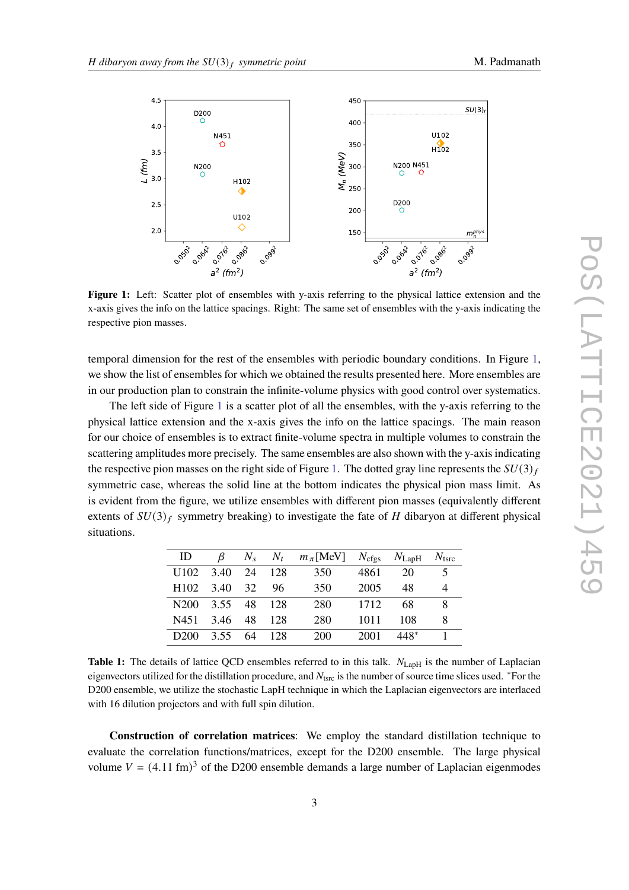**Figure 1:** Left: Scatter plot of ensembles with y-axis referring to the physical lattice extension and the x-axis gives the info on the lattice spacings. Right: The same set of ensembles with the y-axis indicating the respective pion masses.

temporal dimension for the rest of the ensembles with periodic boundary conditions. In Figure 1, we show the list of ensembles for which we obtained the results presented here. More ensembles are in our production plan to constrain the infinite-volume physics with good control over systematics.

The left side of Figure 1 is a scatter plot of all the ensembles, with the y-axis referring to the physical lattice extension and the x-axis gives the info on the lattice spacings. The main reason for our choice of ensembles is to extract finite-volume spectra in multiple volumes to constrain the scattering amplitudes more precisely. The same ensembles are also shown with the y-axis indicating the respective pion masses on the right side of Figure 1. The dotted gray line represents the $SU(3)_f$ symmetric case, whereas the solid line at the bottom indicates the physical pion mass limit. As is evident from the figure, we utilize ensembles with different pion masses (equivalently different extents of $SU(3)_f$ symmetry breaking) to investigate the fate of $H$ dibaryon at different physical situations.

| ID | $\beta$ | $N_s$ | $N_t$ | $m_\pi$[MeV] | $N_{\rm cfgs}$ | $N_{\rm LapH}$ | $N_{\rm tsrc}$ |
|---|---|---|---|---|---|---|---|
| U102 | 3.40 | 24 | 128 | 350 | 4861 | 20 | 5 |
| H102 | 3.40 | 32 | 96 | 350 | 2005 | 48 | 4 |
| N200 | 3.55 | 48 | 128 | 280 | 1712 | 68 | 8 |
| N451 | 3.46 | 48 | 128 | 280 | 1011 | 108 | 8 |
| D200 | 3.55 | 64 | 128 | 200 | 2001 | 448* | 1 |

**Table 1:** The details of lattice QCD ensembles referred to in this talk. $N_{\rm LapH}$ is the number of Laplacian eigenvectors utilized for the distillation procedure, and $N_{\rm tsrc}$ is the number of source time slices used. *For the D200 ensemble, we utilize the stochastic LapH technique in which the Laplacian eigenvectors are interlaced with 16 dilution projectors and with full spin dilution.

**Construction of correlation matrices**: We employ the standard distillation technique to evaluate the correlation functions/matrices, except for the D200 ensemble. The large physical volume $V = (4.11\ \text{fm})^3$ of the D200 ensemble demands a large number of Laplacian eigenmodes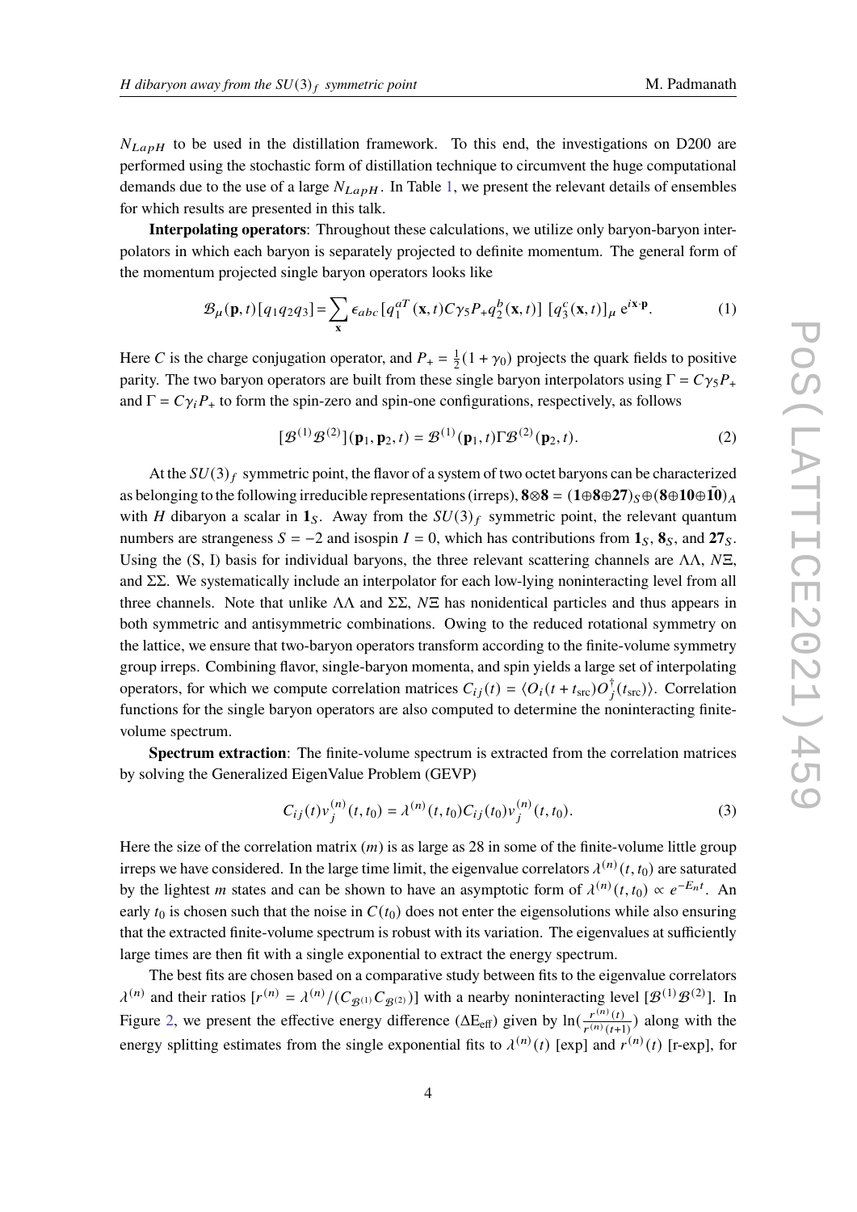$N_{LapH}$ to be used in the distillation framework. To this end, the investigations on D200 are performed using the stochastic form of distillation technique to circumvent the huge computational demands due to the use of a large $N_{LapH}$. In Table 1, we present the relevant details of ensembles for which results are presented in this talk.

**Interpolating operators**: Throughout these calculations, we utilize only baryon-baryon interpolators in which each baryon is separately projected to definite momentum. The general form of the momentum projected single baryon operators looks like

$$\mathcal{B}_\mu(\mathbf{p}, t)[q_1 q_2 q_3] = \sum_{\mathbf{x}} \epsilon_{abc} [q_1^{aT}(\mathbf{x}, t) C\gamma_5 P_+ q_2^b(\mathbf{x}, t)]\; [q_3^c(\mathbf{x}, t)]_\mu \, e^{i\mathbf{x}\cdot\mathbf{p}}. \tag{1}$$

Here $C$ is the charge conjugation operator, and $P_+ = \frac{1}{2}(1 + \gamma_0)$ projects the quark fields to positive parity. The two baryon operators are built from these single baryon interpolators using $\Gamma = C\gamma_5 P_+$ and $\Gamma = C\gamma_i P_+$ to form the spin-zero and spin-one configurations, respectively, as follows

$$[\mathcal{B}^{(1)}\mathcal{B}^{(2)}](\mathbf{p}_1, \mathbf{p}_2, t) = \mathcal{B}^{(1)}(\mathbf{p}_1, t)\Gamma\mathcal{B}^{(2)}(\mathbf{p}_2, t). \tag{2}$$

At the $SU(3)_f$ symmetric point, the flavor of a system of two octet baryons can be characterized as belonging to the following irreducible representations (irreps), $\mathbf{8}\otimes\mathbf{8} = (\mathbf{1}\oplus\mathbf{8}\oplus\mathbf{27})_S \oplus (\mathbf{8}\oplus\mathbf{10}\oplus\overline{\mathbf{10}})_A$ with $H$ dibaryon a scalar in $\mathbf{1}_S$. Away from the $SU(3)_f$ symmetric point, the relevant quantum numbers are strangeness $S = -2$ and isospin $I = 0$, which has contributions from $\mathbf{1}_S$, $\mathbf{8}_S$, and $\mathbf{27}_S$. Using the (S, I) basis for individual baryons, the three relevant scattering channels are $\Lambda\Lambda$, $N\Xi$, and $\Sigma\Sigma$. We systematically include an interpolator for each low-lying noninteracting level from all three channels. Note that unlike $\Lambda\Lambda$ and $\Sigma\Sigma$, $N\Xi$ has nonidentical particles and thus appears in both symmetric and antisymmetric combinations. Owing to the reduced rotational symmetry on the lattice, we ensure that two-baryon operators transform according to the finite-volume symmetry group irreps. Combining flavor, single-baryon momenta, and spin yields a large set of interpolating operators, for which we compute correlation matrices $C_{ij}(t) = \langle O_i(t + t_{\rm src}) O_j^\dagger(t_{\rm src})\rangle$. Correlation functions for the single baryon operators are also computed to determine the noninteracting finite-volume spectrum.

**Spectrum extraction**: The finite-volume spectrum is extracted from the correlation matrices by solving the Generalized EigenValue Problem (GEVP)

$$C_{ij}(t) v_j^{(n)}(t, t_0) = \lambda^{(n)}(t, t_0) C_{ij}(t_0) v_j^{(n)}(t, t_0). \tag{3}$$

Here the size of the correlation matrix ($m$) is as large as 28 in some of the finite-volume little group irreps we have considered. In the large time limit, the eigenvalue correlators $\lambda^{(n)}(t, t_0)$ are saturated by the lightest $m$ states and can be shown to have an asymptotic form of $\lambda^{(n)}(t, t_0) \propto e^{-E_n t}$. An early $t_0$ is chosen such that the noise in $C(t_0)$ does not enter the eigensolutions while also ensuring that the extracted finite-volume spectrum is robust with its variation. The eigenvalues at sufficiently large times are then fit with a single exponential to extract the energy spectrum.

The best fits are chosen based on a comparative study between fits to the eigenvalue correlators $\lambda^{(n)}$ and their ratios $[r^{(n)} = \lambda^{(n)}/(C_{\mathcal{B}^{(1)}} C_{\mathcal{B}^{(2)}})]$ with a nearby noninteracting level $[\mathcal{B}^{(1)}\mathcal{B}^{(2)}]$. In Figure 2, we present the effective energy difference ($\Delta E_{\rm eff}$) given by $\ln(\frac{r^{(n)}(t)}{r^{(n)}(t+1)})$ along with the energy splitting estimates from the single exponential fits to $\lambda^{(n)}(t)$ [exp] and $r^{(n)}(t)$ [r-exp], for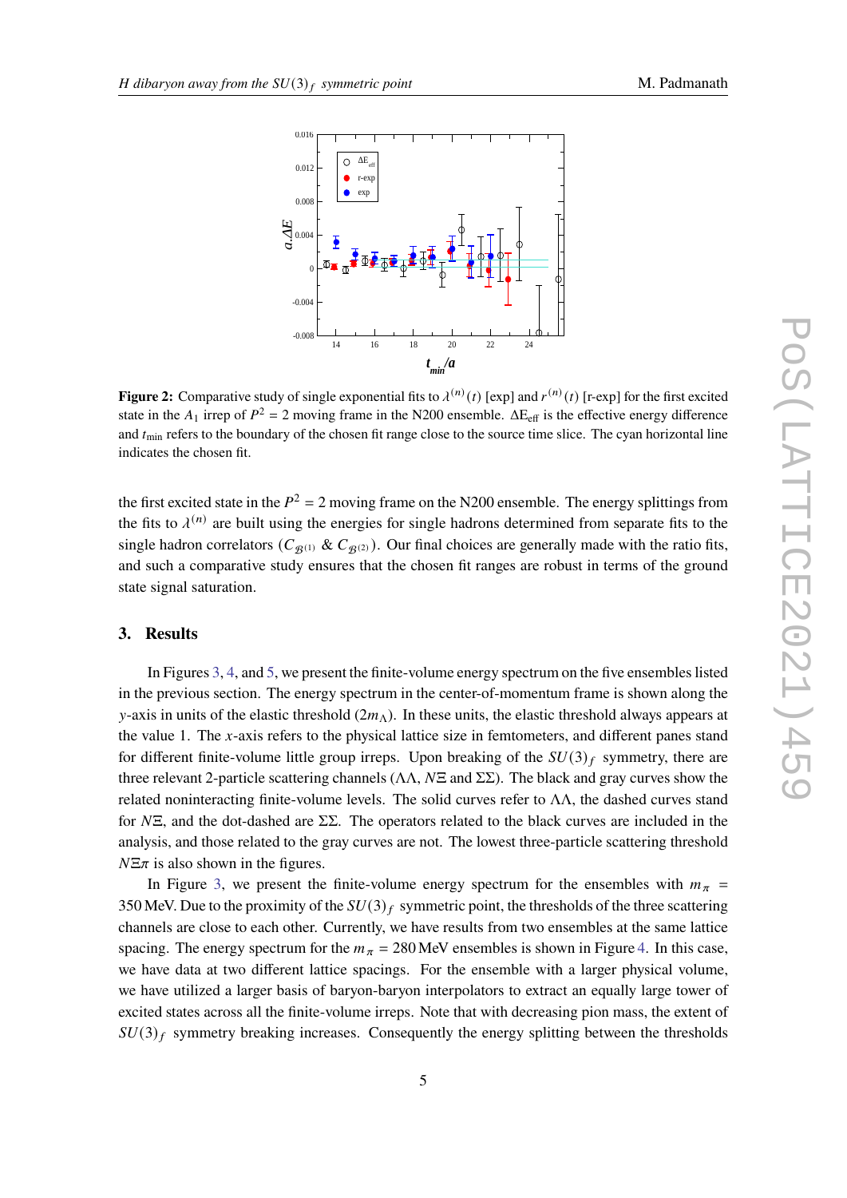**Figure 2:** Comparative study of single exponential fits to $\lambda^{(n)}(t)$ [exp] and $r^{(n)}(t)$ [r-exp] for the first excited state in the $A_1$ irrep of $P^2 = 2$ moving frame in the N200 ensemble. $\Delta E_{\text{eff}}$ is the effective energy difference and $t_{\min}$ refers to the boundary of the chosen fit range close to the source time slice. The cyan horizontal line indicates the chosen fit.

the first excited state in the $P^2 = 2$ moving frame on the N200 ensemble. The energy splittings from the fits to $\lambda^{(n)}$ are built using the energies for single hadrons determined from separate fits to the single hadron correlators ($C_{\mathcal{B}^{(1)}}$ & $C_{\mathcal{B}^{(2)}}$). Our final choices are generally made with the ratio fits, and such a comparative study ensures that the chosen fit ranges are robust in terms of the ground state signal saturation.

## 3. Results

In Figures 3, 4, and 5, we present the finite-volume energy spectrum on the five ensembles listed in the previous section. The energy spectrum in the center-of-momentum frame is shown along the $y$-axis in units of the elastic threshold ($2m_\Lambda$). In these units, the elastic threshold always appears at the value 1. The $x$-axis refers to the physical lattice size in femtometers, and different panes stand for different finite-volume little group irreps. Upon breaking of the $SU(3)_f$ symmetry, there are three relevant 2-particle scattering channels ($\Lambda\Lambda$, $N\Xi$ and $\Sigma\Sigma$). The black and gray curves show the related noninteracting finite-volume levels. The solid curves refer to $\Lambda\Lambda$, the dashed curves stand for $N\Xi$, and the dot-dashed are $\Sigma\Sigma$. The operators related to the black curves are included in the analysis, and those related to the gray curves are not. The lowest three-particle scattering threshold $N\Xi\pi$ is also shown in the figures.

In Figure 3, we present the finite-volume energy spectrum for the ensembles with $m_\pi$ = 350 MeV. Due to the proximity of the $SU(3)_f$ symmetric point, the thresholds of the three scattering channels are close to each other. Currently, we have results from two ensembles at the same lattice spacing. The energy spectrum for the $m_\pi$ = 280 MeV ensembles is shown in Figure 4. In this case, we have data at two different lattice spacings. For the ensemble with a larger physical volume, we have utilized a larger basis of baryon-baryon interpolators to extract an equally large tower of excited states across all the finite-volume irreps. Note that with decreasing pion mass, the extent of $SU(3)_f$ symmetry breaking increases. Consequently the energy splitting between the thresholds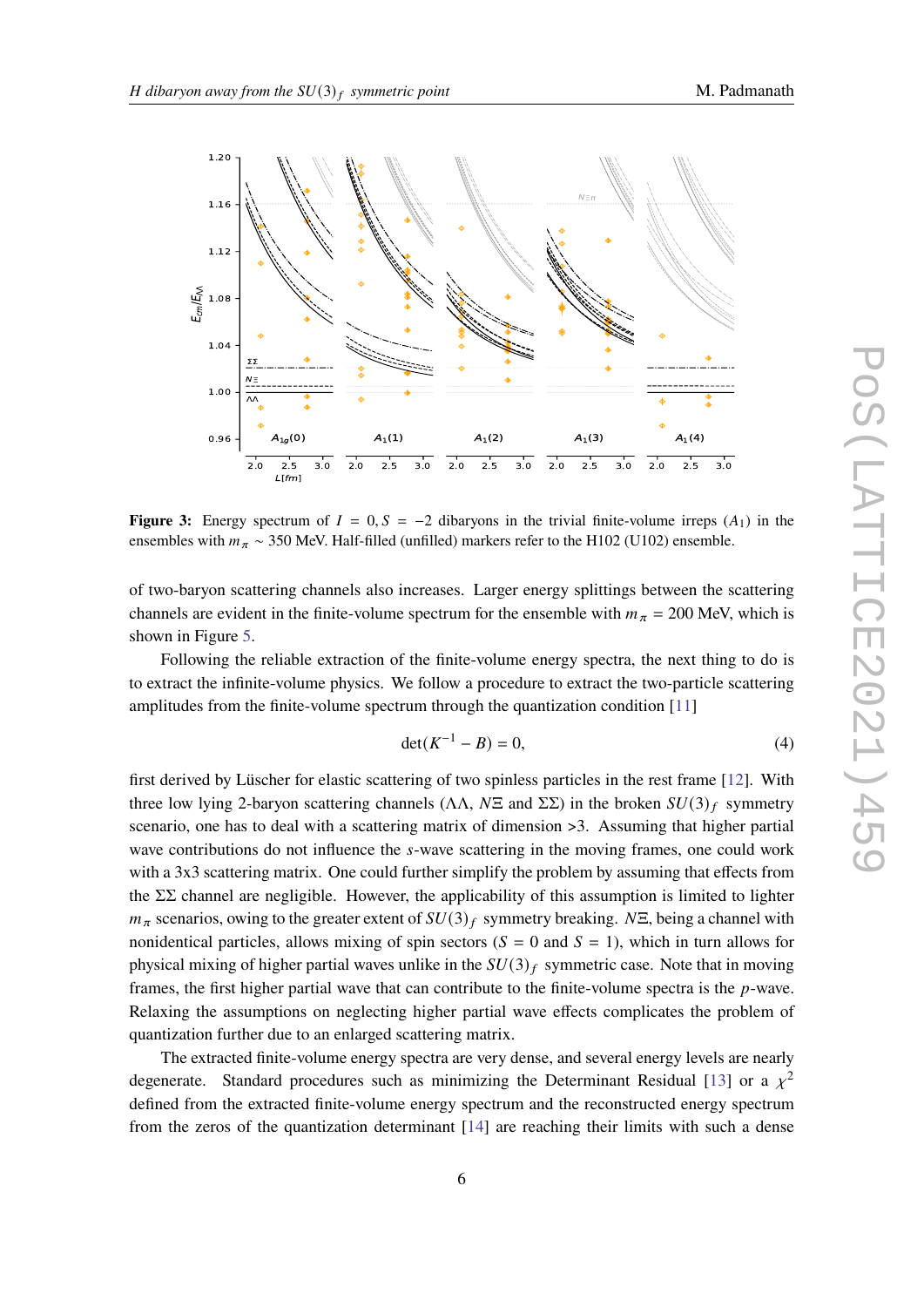**Figure 3:** Energy spectrum of $I = 0, S = -2$ dibaryons in the trivial finite-volume irreps ($A_1$) in the ensembles with $m_\pi \sim 350$ MeV. Half-filled (unfilled) markers refer to the H102 (U102) ensemble.

of two-baryon scattering channels also increases. Larger energy splittings between the scattering channels are evident in the finite-volume spectrum for the ensemble with $m_\pi = 200$ MeV, which is shown in Figure 5.

Following the reliable extraction of the finite-volume energy spectra, the next thing to do is to extract the infinite-volume physics. We follow a procedure to extract the two-particle scattering amplitudes from the finite-volume spectrum through the quantization condition [11]

$$\det(K^{-1} - B) = 0, \tag{4}$$

first derived by Lüscher for elastic scattering of two spinless particles in the rest frame [12]. With three low lying 2-baryon scattering channels ($\Lambda\Lambda$, $N\Xi$ and $\Sigma\Sigma$) in the broken $SU(3)_f$ symmetry scenario, one has to deal with a scattering matrix of dimension >3. Assuming that higher partial wave contributions do not influence the $s$-wave scattering in the moving frames, one could work with a 3x3 scattering matrix. One could further simplify the problem by assuming that effects from the $\Sigma\Sigma$ channel are negligible. However, the applicability of this assumption is limited to lighter $m_\pi$ scenarios, owing to the greater extent of $SU(3)_f$ symmetry breaking. $N\Xi$, being a channel with nonidentical particles, allows mixing of spin sectors ($S = 0$ and $S = 1$), which in turn allows for physical mixing of higher partial waves unlike in the $SU(3)_f$ symmetric case. Note that in moving frames, the first higher partial wave that can contribute to the finite-volume spectra is the $p$-wave. Relaxing the assumptions on neglecting higher partial wave effects complicates the problem of quantization further due to an enlarged scattering matrix.

The extracted finite-volume energy spectra are very dense, and several energy levels are nearly degenerate. Standard procedures such as minimizing the Determinant Residual [13] or a $\chi^2$ defined from the extracted finite-volume energy spectrum and the reconstructed energy spectrum from the zeros of the quantization determinant [14] are reaching their limits with such a dense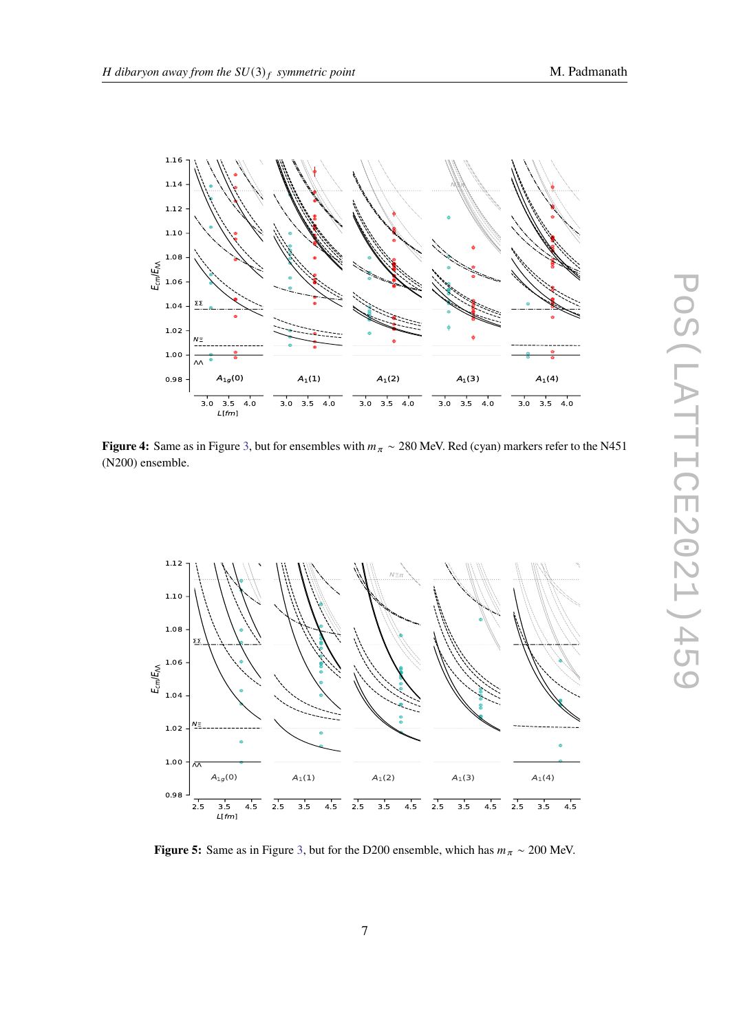**Figure 4:** Same as in Figure 3, but for ensembles with $m_\pi \sim 280$ MeV. Red (cyan) markers refer to the N451 (N200) ensemble.

**Figure 5:** Same as in Figure 3, but for the D200 ensemble, which has $m_\pi \sim 200$ MeV.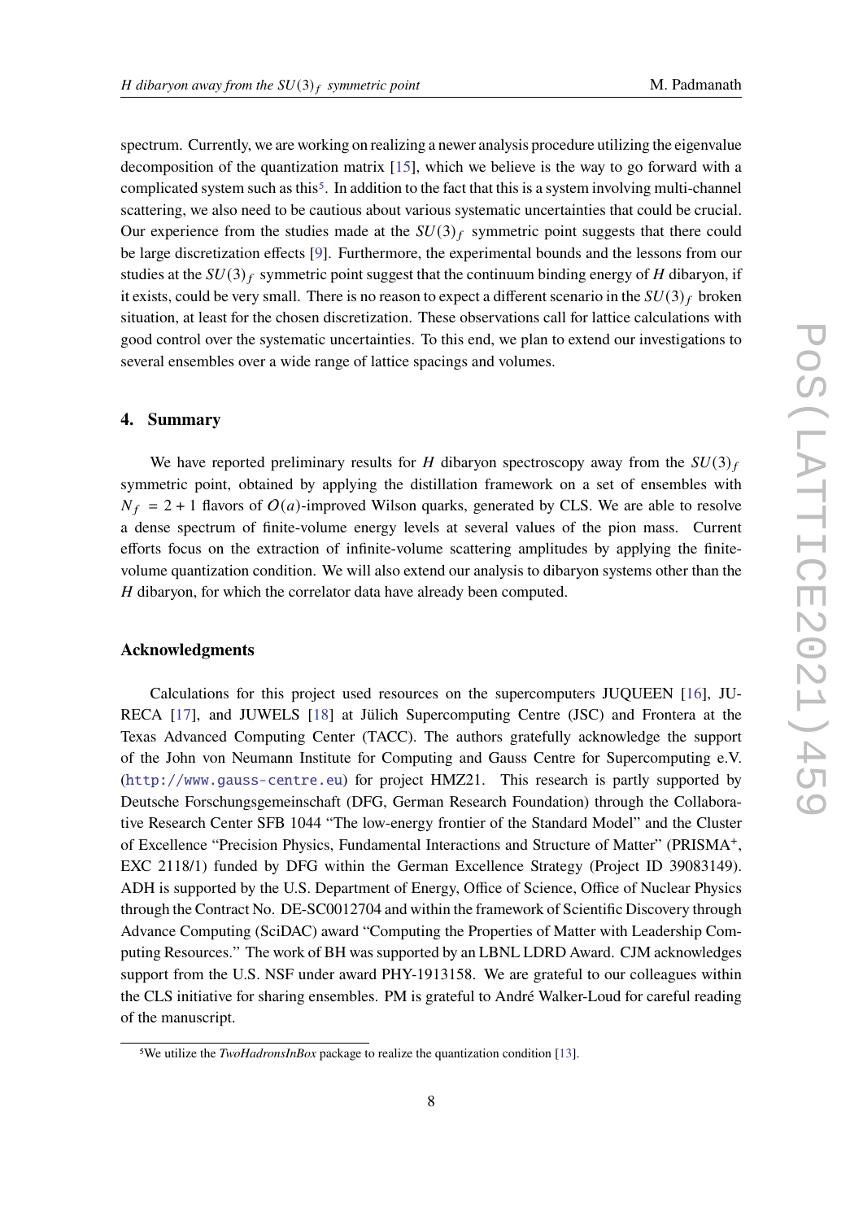spectrum. Currently, we are working on realizing a newer analysis procedure utilizing the eigenvalue decomposition of the quantization matrix [15], which we believe is the way to go forward with a complicated system such as this[5]. In addition to the fact that this is a system involving multi-channel scattering, we also need to be cautious about various systematic uncertainties that could be crucial. Our experience from the studies made at the $SU(3)_f$ symmetric point suggests that there could be large discretization effects [9]. Furthermore, the experimental bounds and the lessons from our studies at the $SU(3)_f$ symmetric point suggest that the continuum binding energy of $H$ dibaryon, if it exists, could be very small. There is no reason to expect a different scenario in the $SU(3)_f$ broken situation, at least for the chosen discretization. These observations call for lattice calculations with good control over the systematic uncertainties. To this end, we plan to extend our investigations to several ensembles over a wide range of lattice spacings and volumes.

## 4. Summary

We have reported preliminary results for $H$ dibaryon spectroscopy away from the $SU(3)_f$ symmetric point, obtained by applying the distillation framework on a set of ensembles with $N_f = 2 + 1$ flavors of $O(a)$-improved Wilson quarks, generated by CLS. We are able to resolve a dense spectrum of finite-volume energy levels at several values of the pion mass. Current efforts focus on the extraction of infinite-volume scattering amplitudes by applying the finite-volume quantization condition. We will also extend our analysis to dibaryon systems other than the $H$ dibaryon, for which the correlator data have already been computed.

### Acknowledgments

Calculations for this project used resources on the supercomputers JUQUEEN [16], JURECA [17], and JUWELS [18] at Jülich Supercomputing Centre (JSC) and Frontera at the Texas Advanced Computing Center (TACC). The authors gratefully acknowledge the support of the John von Neumann Institute for Computing and Gauss Centre for Supercomputing e.V. (http://www.gauss-centre.eu) for project HMZ21. This research is partly supported by Deutsche Forschungsgemeinschaft (DFG, German Research Foundation) through the Collaborative Research Center SFB 1044 "The low-energy frontier of the Standard Model" and the Cluster of Excellence "Precision Physics, Fundamental Interactions and Structure of Matter" (PRISMA$^+$, EXC 2118/1) funded by DFG within the German Excellence Strategy (Project ID 39083149). ADH is supported by the U.S. Department of Energy, Office of Science, Office of Nuclear Physics through the Contract No. DE-SC0012704 and within the framework of Scientific Discovery through Advance Computing (SciDAC) award "Computing the Properties of Matter with Leadership Computing Resources." The work of BH was supported by an LBNL LDRD Award. CJM acknowledges support from the U.S. NSF under award PHY-1913158. We are grateful to our colleagues within the CLS initiative for sharing ensembles. PM is grateful to André Walker-Loud for careful reading of the manuscript.

---

[5] We utilize the *TwoHadronsInBox* package to realize the quantization condition [13].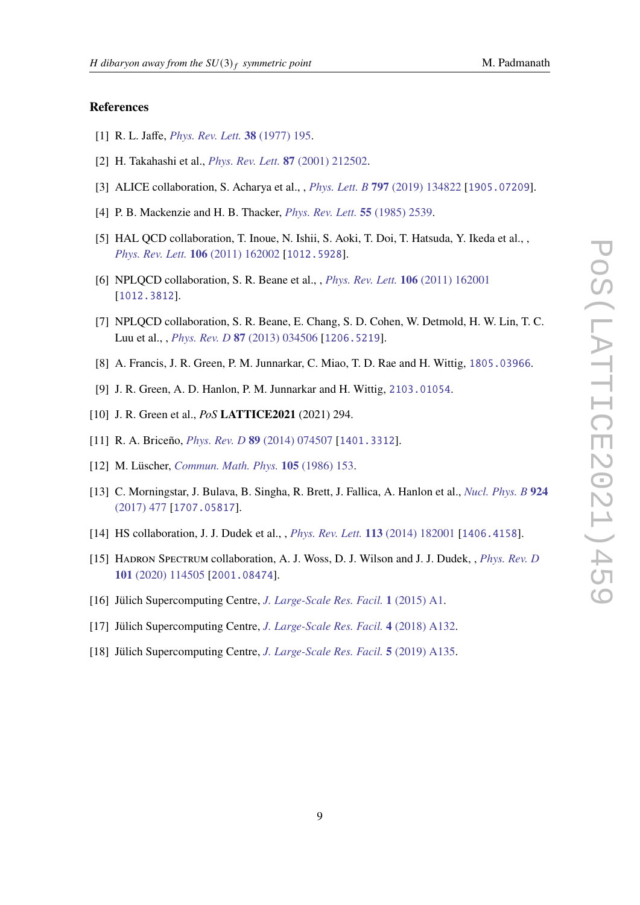## References

[1] R. L. Jaffe, *Phys. Rev. Lett.* **38** (1977) 195.

[2] H. Takahashi et al., *Phys. Rev. Lett.* **87** (2001) 212502.

[3] ALICE collaboration, S. Acharya et al., , *Phys. Lett. B* **797** (2019) 134822 [1905.07209].

[4] P. B. Mackenzie and H. B. Thacker, *Phys. Rev. Lett.* **55** (1985) 2539.

[5] HAL QCD collaboration, T. Inoue, N. Ishii, S. Aoki, T. Doi, T. Hatsuda, Y. Ikeda et al., , *Phys. Rev. Lett.* **106** (2011) 162002 [1012.5928].

[6] NPLQCD collaboration, S. R. Beane et al., , *Phys. Rev. Lett.* **106** (2011) 162001 [1012.3812].

[7] NPLQCD collaboration, S. R. Beane, E. Chang, S. D. Cohen, W. Detmold, H. W. Lin, T. C. Luu et al., , *Phys. Rev. D* **87** (2013) 034506 [1206.5219].

[8] A. Francis, J. R. Green, P. M. Junnarkar, C. Miao, T. D. Rae and H. Wittig, 1805.03966.

[9] J. R. Green, A. D. Hanlon, P. M. Junnarkar and H. Wittig, 2103.01054.

[10] J. R. Green et al., *PoS* **LATTICE2021** (2021) 294.

[11] R. A. Briceño, *Phys. Rev. D* **89** (2014) 074507 [1401.3312].

[12] M. Lüscher, *Commun. Math. Phys.* **105** (1986) 153.

[13] C. Morningstar, J. Bulava, B. Singha, R. Brett, J. Fallica, A. Hanlon et al., *Nucl. Phys. B* **924** (2017) 477 [1707.05817].

[14] HS collaboration, J. J. Dudek et al., , *Phys. Rev. Lett.* **113** (2014) 182001 [1406.4158].

[15] Hadron Spectrum collaboration, A. J. Woss, D. J. Wilson and J. J. Dudek, , *Phys. Rev. D* **101** (2020) 114505 [2001.08474].

[16] Jülich Supercomputing Centre, *J. Large-Scale Res. Facil.* **1** (2015) A1.

[17] Jülich Supercomputing Centre, *J. Large-Scale Res. Facil.* **4** (2018) A132.

[18] Jülich Supercomputing Centre, *J. Large-Scale Res. Facil.* **5** (2019) A135.